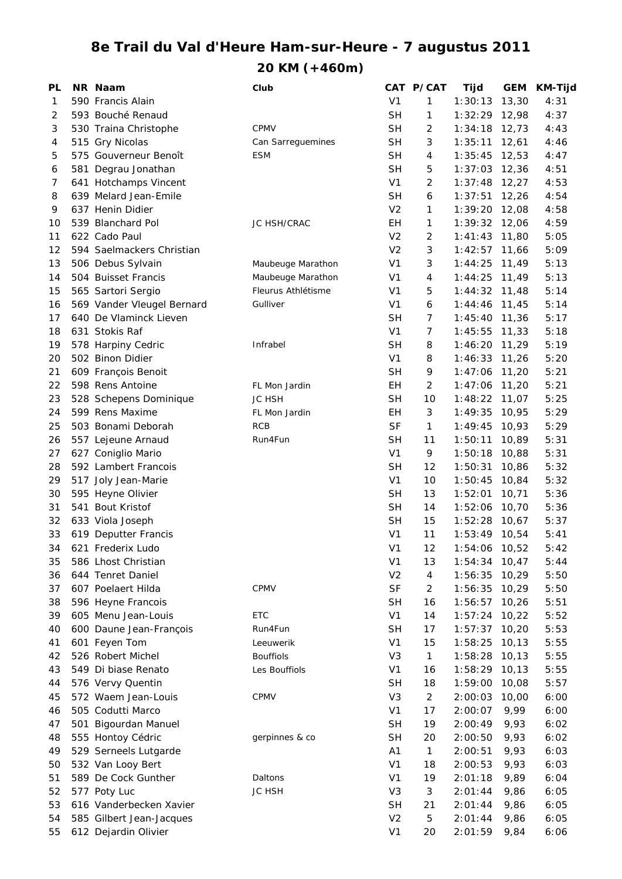# 8e Trail du Val d'Heure Ham-sur-Heure - 7 augustus 2011

## 20 KM (+460m)

| PL | NR | Naam | Club | CAT | P/CAT | Tijd | GEM | KM-Tijd |
|---|---|---|---|---|---|---|---|---|
| 1 | 590 | Francis Alain | | V1 | 1 | 1:30:13 | 13,30 | 4:31 |
| 2 | 593 | Bouché Renaud | | SH | 1 | 1:32:29 | 12,98 | 4:37 |
| 3 | 530 | Traina Christophe | CPMV | SH | 2 | 1:34:18 | 12,73 | 4:43 |
| 4 | 515 | Gry Nicolas | Can Sarreguemines | SH | 3 | 1:35:11 | 12,61 | 4:46 |
| 5 | 575 | Gouverneur Benoît | ESM | SH | 4 | 1:35:45 | 12,53 | 4:47 |
| 6 | 581 | Degrau Jonathan | | SH | 5 | 1:37:03 | 12,36 | 4:51 |
| 7 | 641 | Hotchamps Vincent | | V1 | 2 | 1:37:48 | 12,27 | 4:53 |
| 8 | 639 | Melard Jean-Emile | | SH | 6 | 1:37:51 | 12,26 | 4:54 |
| 9 | 637 | Henin Didier | | V2 | 1 | 1:39:20 | 12,08 | 4:58 |
| 10 | 539 | Blanchard Pol | JC HSH/CRAC | EH | 1 | 1:39:32 | 12,06 | 4:59 |
| 11 | 622 | Cado Paul | | V2 | 2 | 1:41:43 | 11,80 | 5:05 |
| 12 | 594 | Saelmackers Christian | | V2 | 3 | 1:42:57 | 11,66 | 5:09 |
| 13 | 506 | Debus Sylvain | Maubeuge Marathon | V1 | 3 | 1:44:25 | 11,49 | 5:13 |
| 14 | 504 | Buisset Francis | Maubeuge Marathon | V1 | 4 | 1:44:25 | 11,49 | 5:13 |
| 15 | 565 | Sartori Sergio | Fleurus Athlétisme | V1 | 5 | 1:44:32 | 11,48 | 5:14 |
| 16 | 569 | Vander Vleugel Bernard | Gulliver | V1 | 6 | 1:44:46 | 11,45 | 5:14 |
| 17 | 640 | De Vlaminck Lieven | | SH | 7 | 1:45:40 | 11,36 | 5:17 |
| 18 | 631 | Stokis Raf | | V1 | 7 | 1:45:55 | 11,33 | 5:18 |
| 19 | 578 | Harpiny Cedric | Infrabel | SH | 8 | 1:46:20 | 11,29 | 5:19 |
| 20 | 502 | Binon Didier | | V1 | 8 | 1:46:33 | 11,26 | 5:20 |
| 21 | 609 | François Benoit | | SH | 9 | 1:47:06 | 11,20 | 5:21 |
| 22 | 598 | Rens Antoine | FL Mon Jardin | EH | 2 | 1:47:06 | 11,20 | 5:21 |
| 23 | 528 | Schepens Dominique | JC HSH | SH | 10 | 1:48:22 | 11,07 | 5:25 |
| 24 | 599 | Rens Maxime | FL Mon Jardin | EH | 3 | 1:49:35 | 10,95 | 5:29 |
| 25 | 503 | Bonami Deborah | RCB | SF | 1 | 1:49:45 | 10,93 | 5:29 |
| 26 | 557 | Lejeune Arnaud | Run4Fun | SH | 11 | 1:50:11 | 10,89 | 5:31 |
| 27 | 627 | Coniglio Mario | | V1 | 9 | 1:50:18 | 10,88 | 5:31 |
| 28 | 592 | Lambert Francois | | SH | 12 | 1:50:31 | 10,86 | 5:32 |
| 29 | 517 | Joly Jean-Marie | | V1 | 10 | 1:50:45 | 10,84 | 5:32 |
| 30 | 595 | Heyne Olivier | | SH | 13 | 1:52:01 | 10,71 | 5:36 |
| 31 | 541 | Bout Kristof | | SH | 14 | 1:52:06 | 10,70 | 5:36 |
| 32 | 633 | Viola Joseph | | SH | 15 | 1:52:28 | 10,67 | 5:37 |
| 33 | 619 | Deputter Francis | | V1 | 11 | 1:53:49 | 10,54 | 5:41 |
| 34 | 621 | Frederix Ludo | | V1 | 12 | 1:54:06 | 10,52 | 5:42 |
| 35 | 586 | Lhost Christian | | V1 | 13 | 1:54:34 | 10,47 | 5:44 |
| 36 | 644 | Tenret Daniel | | V2 | 4 | 1:56:35 | 10,29 | 5:50 |
| 37 | 607 | Poelaert Hilda | CPMV | SF | 2 | 1:56:35 | 10,29 | 5:50 |
| 38 | 596 | Heyne Francois | | SH | 16 | 1:56:57 | 10,26 | 5:51 |
| 39 | 605 | Menu Jean-Louis | ETC | V1 | 14 | 1:57:24 | 10,22 | 5:52 |
| 40 | 600 | Daune Jean-François | Run4Fun | SH | 17 | 1:57:37 | 10,20 | 5:53 |
| 41 | 601 | Feyen Tom | Leeuwerik | V1 | 15 | 1:58:25 | 10,13 | 5:55 |
| 42 | 526 | Robert Michel | Bouffiols | V3 | 1 | 1:58:28 | 10,13 | 5:55 |
| 43 | 549 | Di biase Renato | Les Bouffiols | V1 | 16 | 1:58:29 | 10,13 | 5:55 |
| 44 | 576 | Vervy Quentin | | SH | 18 | 1:59:00 | 10,08 | 5:57 |
| 45 | 572 | Waem Jean-Louis | CPMV | V3 | 2 | 2:00:03 | 10,00 | 6:00 |
| 46 | 505 | Codutti Marco | | V1 | 17 | 2:00:07 | 9,99 | 6:00 |
| 47 | 501 | Bigourdan Manuel | | SH | 19 | 2:00:49 | 9,93 | 6:02 |
| 48 | 555 | Hontoy Cédric | gerpinnes & co | SH | 20 | 2:00:50 | 9,93 | 6:02 |
| 49 | 529 | Serneels Lutgarde | | A1 | 1 | 2:00:51 | 9,93 | 6:03 |
| 50 | 532 | Van Looy Bert | | V1 | 18 | 2:00:53 | 9,93 | 6:03 |
| 51 | 589 | De Cock Gunther | Daltons | V1 | 19 | 2:01:18 | 9,89 | 6:04 |
| 52 | 577 | Poty Luc | JC HSH | V3 | 3 | 2:01:44 | 9,86 | 6:05 |
| 53 | 616 | Vanderbecken Xavier | | SH | 21 | 2:01:44 | 9,86 | 6:05 |
| 54 | 585 | Gilbert Jean-Jacques | | V2 | 5 | 2:01:44 | 9,86 | 6:05 |
| 55 | 612 | Dejardin Olivier | | V1 | 20 | 2:01:59 | 9,84 | 6:06 |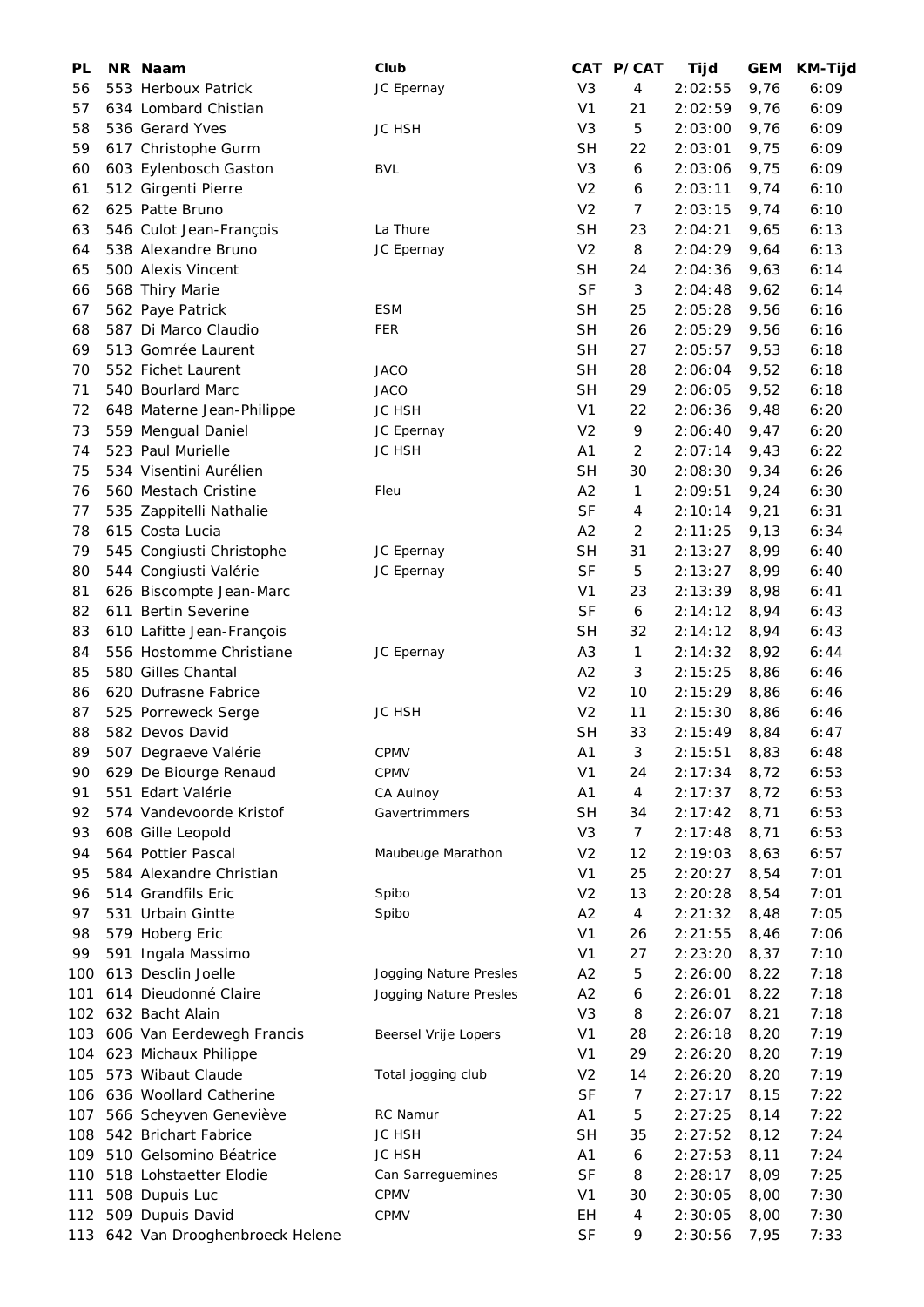| PL | NR | Naam | Club | CAT | P/CAT | Tijd | GEM | KM-Tijd |
|---|---|---|---|---|---|---|---|---|
| 56 | 553 | Herboux Patrick | JC Epernay | V3 | 4 | 2:02:55 | 9,76 | 6:09 |
| 57 | 634 | Lombard Christian | | V1 | 21 | 2:02:59 | 9,76 | 6:09 |
| 58 | 536 | Gerard Yves | JC HSH | V3 | 5 | 2:03:00 | 9,76 | 6:09 |
| 59 | 617 | Christophe Gurm | | SH | 22 | 2:03:01 | 9,75 | 6:09 |
| 60 | 603 | Eylenbosch Gaston | BVL | V3 | 6 | 2:03:06 | 9,75 | 6:09 |
| 61 | 512 | Girgenti Pierre | | V2 | 6 | 2:03:11 | 9,74 | 6:10 |
| 62 | 625 | Patte Bruno | | V2 | 7 | 2:03:15 | 9,74 | 6:10 |
| 63 | 546 | Culot Jean-François | La Thure | SH | 23 | 2:04:21 | 9,65 | 6:13 |
| 64 | 538 | Alexandre Bruno | JC Epernay | V2 | 8 | 2:04:29 | 9,64 | 6:13 |
| 65 | 500 | Alexis Vincent | | SH | 24 | 2:04:36 | 9,63 | 6:14 |
| 66 | 568 | Thiry Marie | | SF | 3 | 2:04:48 | 9,62 | 6:14 |
| 67 | 562 | Paye Patrick | ESM | SH | 25 | 2:05:28 | 9,56 | 6:16 |
| 68 | 587 | Di Marco Claudio | FER | SH | 26 | 2:05:29 | 9,56 | 6:16 |
| 69 | 513 | Gomrée Laurent | | SH | 27 | 2:05:57 | 9,53 | 6:18 |
| 70 | 552 | Fichet Laurent | JACO | SH | 28 | 2:06:04 | 9,52 | 6:18 |
| 71 | 540 | Bourlard Marc | JACO | SH | 29 | 2:06:05 | 9,52 | 6:18 |
| 72 | 648 | Materne Jean-Philippe | JC HSH | V1 | 22 | 2:06:36 | 9,48 | 6:20 |
| 73 | 559 | Mengual Daniel | JC Epernay | V2 | 9 | 2:06:40 | 9,47 | 6:20 |
| 74 | 523 | Paul Murielle | JC HSH | A1 | 2 | 2:07:14 | 9,43 | 6:22 |
| 75 | 534 | Visentini Aurélien | | SH | 30 | 2:08:30 | 9,34 | 6:26 |
| 76 | 560 | Mestach Cristine | Fleu | A2 | 1 | 2:09:51 | 9,24 | 6:30 |
| 77 | 535 | Zappitelli Nathalie | | SF | 4 | 2:10:14 | 9,21 | 6:31 |
| 78 | 615 | Costa Lucia | | A2 | 2 | 2:11:25 | 9,13 | 6:34 |
| 79 | 545 | Congiusti Christophe | JC Epernay | SH | 31 | 2:13:27 | 8,99 | 6:40 |
| 80 | 544 | Congiusti Valérie | JC Epernay | SF | 5 | 2:13:27 | 8,99 | 6:40 |
| 81 | 626 | Biscompte Jean-Marc | | V1 | 23 | 2:13:39 | 8,98 | 6:41 |
| 82 | 611 | Bertin Severine | | SF | 6 | 2:14:12 | 8,94 | 6:43 |
| 83 | 610 | Lafitte Jean-François | | SH | 32 | 2:14:12 | 8,94 | 6:43 |
| 84 | 556 | Hostomme Christiane | JC Epernay | A3 | 1 | 2:14:32 | 8,92 | 6:44 |
| 85 | 580 | Gilles Chantal | | A2 | 3 | 2:15:25 | 8,86 | 6:46 |
| 86 | 620 | Dufrasne Fabrice | | V2 | 10 | 2:15:29 | 8,86 | 6:46 |
| 87 | 525 | Porreweck Serge | JC HSH | V2 | 11 | 2:15:30 | 8,86 | 6:46 |
| 88 | 582 | Devos David | | SH | 33 | 2:15:49 | 8,84 | 6:47 |
| 89 | 507 | Degraeve Valérie | CPMV | A1 | 3 | 2:15:51 | 8,83 | 6:48 |
| 90 | 629 | De Biourge Renaud | CPMV | V1 | 24 | 2:17:34 | 8,72 | 6:53 |
| 91 | 551 | Edart Valérie | CA Aulnoy | A1 | 4 | 2:17:37 | 8,72 | 6:53 |
| 92 | 574 | Vandevoorde Kristof | Gavertrimmers | SH | 34 | 2:17:42 | 8,71 | 6:53 |
| 93 | 608 | Gille Leopold | | V3 | 7 | 2:17:48 | 8,71 | 6:53 |
| 94 | 564 | Pottier Pascal | Maubeuge Marathon | V2 | 12 | 2:19:03 | 8,63 | 6:57 |
| 95 | 584 | Alexandre Christian | | V1 | 25 | 2:20:27 | 8,54 | 7:01 |
| 96 | 514 | Grandfils Eric | Spibo | V2 | 13 | 2:20:28 | 8,54 | 7:01 |
| 97 | 531 | Urbain Gintte | Spibo | A2 | 4 | 2:21:32 | 8,48 | 7:05 |
| 98 | 579 | Hoberg Eric | | V1 | 26 | 2:21:55 | 8,46 | 7:06 |
| 99 | 591 | Ingala Massimo | | V1 | 27 | 2:23:20 | 8,37 | 7:10 |
| 100 | 613 | Desclin Joelle | Jogging Nature Presles | A2 | 5 | 2:26:00 | 8,22 | 7:18 |
| 101 | 614 | Dieudonné Claire | Jogging Nature Presles | A2 | 6 | 2:26:01 | 8,22 | 7:18 |
| 102 | 632 | Bacht Alain | | V3 | 8 | 2:26:07 | 8,21 | 7:18 |
| 103 | 606 | Van Eerdewegh Francis | Beersel Vrije Lopers | V1 | 28 | 2:26:18 | 8,20 | 7:19 |
| 104 | 623 | Michaux Philippe | | V1 | 29 | 2:26:20 | 8,20 | 7:19 |
| 105 | 573 | Wibaut Claude | Total jogging club | V2 | 14 | 2:26:20 | 8,20 | 7:19 |
| 106 | 636 | Woollard Catherine | | SF | 7 | 2:27:17 | 8,15 | 7:22 |
| 107 | 566 | Scheyven Geneviève | RC Namur | A1 | 5 | 2:27:25 | 8,14 | 7:22 |
| 108 | 542 | Brichart Fabrice | JC HSH | SH | 35 | 2:27:52 | 8,12 | 7:24 |
| 109 | 510 | Gelsomino Béatrice | JC HSH | A1 | 6 | 2:27:53 | 8,11 | 7:24 |
| 110 | 518 | Lohstaetter Elodie | Can Sarreguemines | SF | 8 | 2:28:17 | 8,09 | 7:25 |
| 111 | 508 | Dupuis Luc | CPMV | V1 | 30 | 2:30:05 | 8,00 | 7:30 |
| 112 | 509 | Dupuis David | CPMV | EH | 4 | 2:30:05 | 8,00 | 7:30 |
| 113 | 642 | Van Drooghenbroeck Helene | | SF | 9 | 2:30:56 | 7,95 | 7:33 |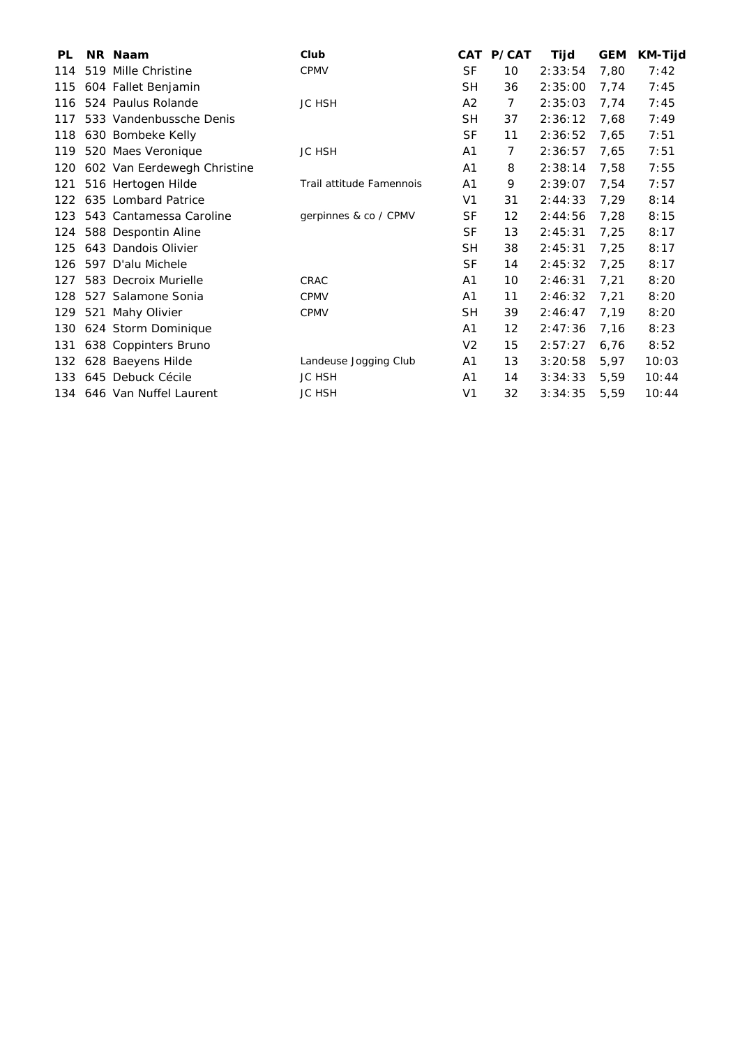| PL | NR | Naam | Club | CAT | P/CAT | Tijd | GEM | KM-Tijd |
|---|---|---|---|---|---|---|---|---|
| 114 | 519 | Mille Christine | CPMV | SF | 10 | 2:33:54 | 7,80 | 7:42 |
| 115 | 604 | Fallet Benjamin | | SH | 36 | 2:35:00 | 7,74 | 7:45 |
| 116 | 524 | Paulus Rolande | JC HSH | A2 | 7 | 2:35:03 | 7,74 | 7:45 |
| 117 | 533 | Vandenbussche Denis | | SH | 37 | 2:36:12 | 7,68 | 7:49 |
| 118 | 630 | Bombeke Kelly | | SF | 11 | 2:36:52 | 7,65 | 7:51 |
| 119 | 520 | Maes Veronique | JC HSH | A1 | 7 | 2:36:57 | 7,65 | 7:51 |
| 120 | 602 | Van Eerdewegh Christine | | A1 | 8 | 2:38:14 | 7,58 | 7:55 |
| 121 | 516 | Hertogen Hilde | Trail attitude Famennois | A1 | 9 | 2:39:07 | 7,54 | 7:57 |
| 122 | 635 | Lombard Patrice | | V1 | 31 | 2:44:33 | 7,29 | 8:14 |
| 123 | 543 | Cantamessa Caroline | gerpinnes & co / CPMV | SF | 12 | 2:44:56 | 7,28 | 8:15 |
| 124 | 588 | Despontin Aline | | SF | 13 | 2:45:31 | 7,25 | 8:17 |
| 125 | 643 | Dandois Olivier | | SH | 38 | 2:45:31 | 7,25 | 8:17 |
| 126 | 597 | D'alu Michele | | SF | 14 | 2:45:32 | 7,25 | 8:17 |
| 127 | 583 | Decroix Murielle | CRAC | A1 | 10 | 2:46:31 | 7,21 | 8:20 |
| 128 | 527 | Salamone Sonia | CPMV | A1 | 11 | 2:46:32 | 7,21 | 8:20 |
| 129 | 521 | Mahy Olivier | CPMV | SH | 39 | 2:46:47 | 7,19 | 8:20 |
| 130 | 624 | Storm Dominique | | A1 | 12 | 2:47:36 | 7,16 | 8:23 |
| 131 | 638 | Coppinters Bruno | | V2 | 15 | 2:57:27 | 6,76 | 8:52 |
| 132 | 628 | Baeyens Hilde | Landeuse Jogging Club | A1 | 13 | 3:20:58 | 5,97 | 10:03 |
| 133 | 645 | Debuck Cécile | JC HSH | A1 | 14 | 3:34:33 | 5,59 | 10:44 |
| 134 | 646 | Van Nuffel Laurent | JC HSH | V1 | 32 | 3:34:35 | 5,59 | 10:44 |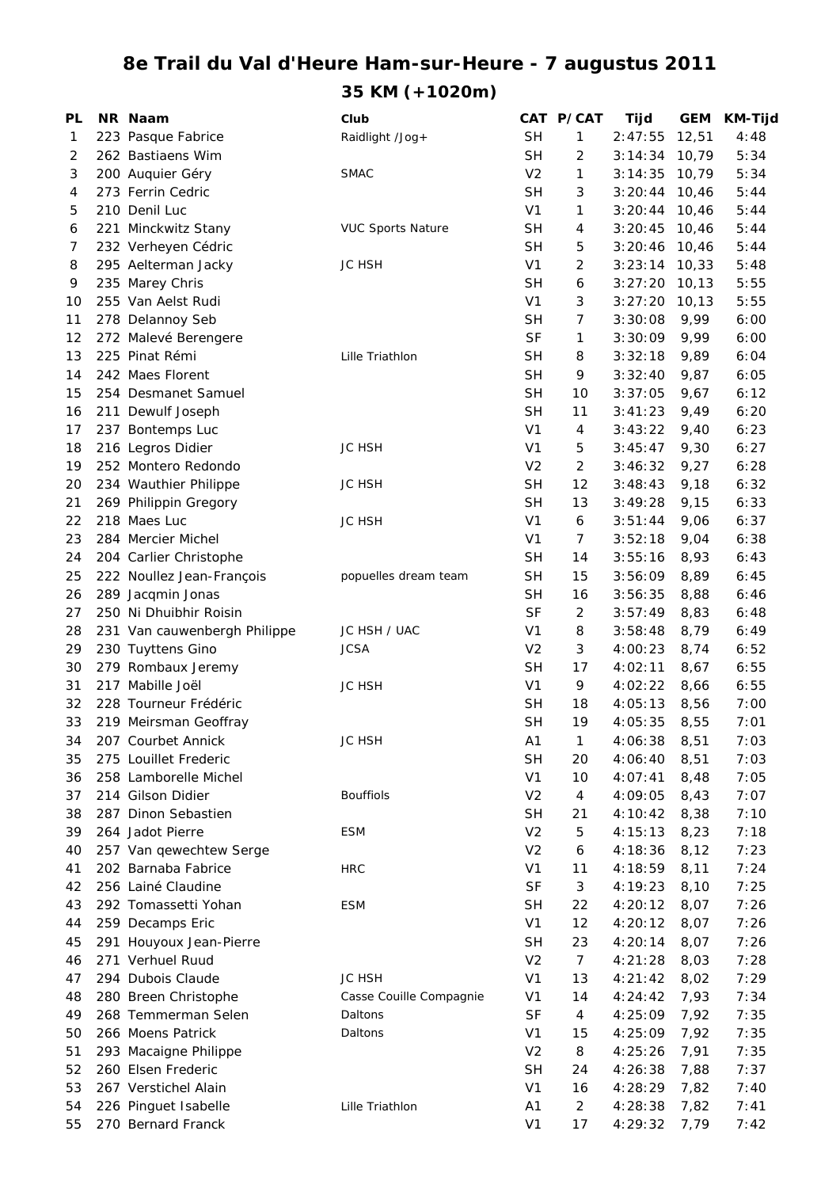# 8e Trail du Val d'Heure Ham-sur-Heure - 7 augustus 2011

## 35 KM (+1020m)

| PL | NR | Naam | Club | CAT | P/CAT | Tijd | GEM | KM-Tijd |
|---|---|---|---|---|---|---|---|---|
| 1 | 223 | Pasque Fabrice | Raidlight /Jog+ | SH | 1 | 2:47:55 | 12,51 | 4:48 |
| 2 | 262 | Bastiaens Wim | | SH | 2 | 3:14:34 | 10,79 | 5:34 |
| 3 | 200 | Auquier Géry | SMAC | V2 | 1 | 3:14:35 | 10,79 | 5:34 |
| 4 | 273 | Ferrin Cedric | | SH | 3 | 3:20:44 | 10,46 | 5:44 |
| 5 | 210 | Denil Luc | | V1 | 1 | 3:20:44 | 10,46 | 5:44 |
| 6 | 221 | Minckwitz Stany | VUC Sports Nature | SH | 4 | 3:20:45 | 10,46 | 5:44 |
| 7 | 232 | Verheyen Cédric | | SH | 5 | 3:20:46 | 10,46 | 5:44 |
| 8 | 295 | Aelterman Jacky | JC HSH | V1 | 2 | 3:23:14 | 10,33 | 5:48 |
| 9 | 235 | Marey Chris | | SH | 6 | 3:27:20 | 10,13 | 5:55 |
| 10 | 255 | Van Aelst Rudi | | V1 | 3 | 3:27:20 | 10,13 | 5:55 |
| 11 | 278 | Delannoy Seb | | SH | 7 | 3:30:08 | 9,99 | 6:00 |
| 12 | 272 | Malevé Berengere | | SF | 1 | 3:30:09 | 9,99 | 6:00 |
| 13 | 225 | Pinat Rémi | Lille Triathlon | SH | 8 | 3:32:18 | 9,89 | 6:04 |
| 14 | 242 | Maes Florent | | SH | 9 | 3:32:40 | 9,87 | 6:05 |
| 15 | 254 | Desmanet Samuel | | SH | 10 | 3:37:05 | 9,67 | 6:12 |
| 16 | 211 | Dewulf Joseph | | SH | 11 | 3:41:23 | 9,49 | 6:20 |
| 17 | 237 | Bontemps Luc | | V1 | 4 | 3:43:22 | 9,40 | 6:23 |
| 18 | 216 | Legros Didier | JC HSH | V1 | 5 | 3:45:47 | 9,30 | 6:27 |
| 19 | 252 | Montero Redondo | | V2 | 2 | 3:46:32 | 9,27 | 6:28 |
| 20 | 234 | Wauthier Philippe | JC HSH | SH | 12 | 3:48:43 | 9,18 | 6:32 |
| 21 | 269 | Philippin Gregory | | SH | 13 | 3:49:28 | 9,15 | 6:33 |
| 22 | 218 | Maes Luc | JC HSH | V1 | 6 | 3:51:44 | 9,06 | 6:37 |
| 23 | 284 | Mercier Michel | | V1 | 7 | 3:52:18 | 9,04 | 6:38 |
| 24 | 204 | Carlier Christophe | | SH | 14 | 3:55:16 | 8,93 | 6:43 |
| 25 | 222 | Noullez Jean-François | populles dream team | SH | 15 | 3:56:09 | 8,89 | 6:45 |
| 26 | 289 | Jacqmin Jonas | | SH | 16 | 3:56:35 | 8,88 | 6:46 |
| 27 | 250 | Ni Dhuibhir Roisin | | SF | 2 | 3:57:49 | 8,83 | 6:48 |
| 28 | 231 | Van cauwenbergh Philippe | JC HSH / UAC | V1 | 8 | 3:58:48 | 8,79 | 6:49 |
| 29 | 230 | Tuyttens Gino | JCSA | V2 | 3 | 4:00:23 | 8,74 | 6:52 |
| 30 | 279 | Rombaux Jeremy | | SH | 17 | 4:02:11 | 8,67 | 6:55 |
| 31 | 217 | Mabille Joël | JC HSH | V1 | 9 | 4:02:22 | 8,66 | 6:55 |
| 32 | 228 | Tourneur Frédéric | | SH | 18 | 4:05:13 | 8,56 | 7:00 |
| 33 | 219 | Meirsman Geoffray | | SH | 19 | 4:05:35 | 8,55 | 7:01 |
| 34 | 207 | Courbet Annick | JC HSH | A1 | 1 | 4:06:38 | 8,51 | 7:03 |
| 35 | 275 | Louillet Frederic | | SH | 20 | 4:06:40 | 8,51 | 7:03 |
| 36 | 258 | Lamborelle Michel | | V1 | 10 | 4:07:41 | 8,48 | 7:05 |
| 37 | 214 | Gilson Didier | Bouffiols | V2 | 4 | 4:09:05 | 8,43 | 7:07 |
| 38 | 287 | Dinon Sebastien | | SH | 21 | 4:10:42 | 8,38 | 7:10 |
| 39 | 264 | Jadot Pierre | ESM | V2 | 5 | 4:15:13 | 8,23 | 7:18 |
| 40 | 257 | Van qewechtew Serge | | V2 | 6 | 4:18:36 | 8,12 | 7:23 |
| 41 | 202 | Barnaba Fabrice | HRC | V1 | 11 | 4:18:59 | 8,11 | 7:24 |
| 42 | 256 | Lainé Claudine | | SF | 3 | 4:19:23 | 8,10 | 7:25 |
| 43 | 292 | Tomassetti Yohan | ESM | SH | 22 | 4:20:12 | 8,07 | 7:26 |
| 44 | 259 | Decamps Eric | | V1 | 12 | 4:20:12 | 8,07 | 7:26 |
| 45 | 291 | Houyoux Jean-Pierre | | SH | 23 | 4:20:14 | 8,07 | 7:26 |
| 46 | 271 | Verhuel Ruud | | V2 | 7 | 4:21:28 | 8,03 | 7:28 |
| 47 | 294 | Dubois Claude | JC HSH | V1 | 13 | 4:21:42 | 8,02 | 7:29 |
| 48 | 280 | Breen Christophe | Casse Couille Compagnie | V1 | 14 | 4:24:42 | 7,93 | 7:34 |
| 49 | 268 | Temmerman Selen | Daltons | SF | 4 | 4:25:09 | 7,92 | 7:35 |
| 50 | 266 | Moens Patrick | Daltons | V1 | 15 | 4:25:09 | 7,92 | 7:35 |
| 51 | 293 | Macaigne Philippe | | V2 | 8 | 4:25:26 | 7,91 | 7:35 |
| 52 | 260 | Elsen Frederic | | SH | 24 | 4:26:38 | 7,88 | 7:37 |
| 53 | 267 | Verstichel Alain | | V1 | 16 | 4:28:29 | 7,82 | 7:40 |
| 54 | 226 | Pinguet Isabelle | Lille Triathlon | A1 | 2 | 4:28:38 | 7,82 | 7:41 |
| 55 | 270 | Bernard Franck | | V1 | 17 | 4:29:32 | 7,79 | 7:42 |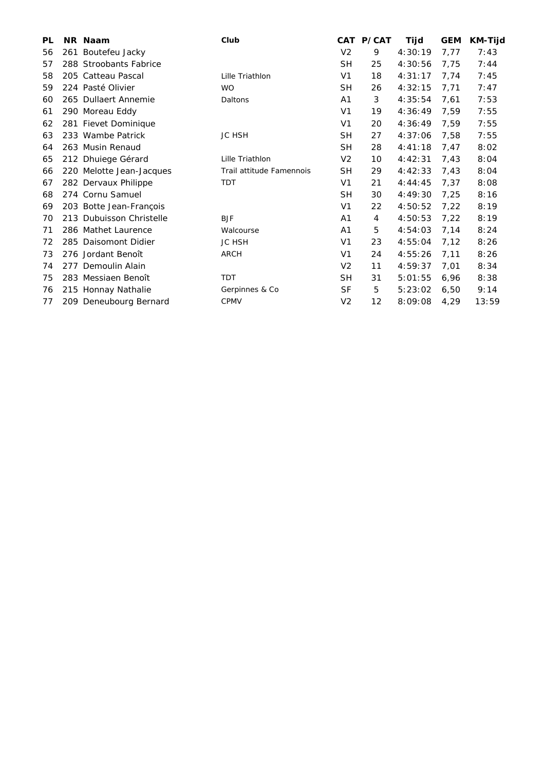| PL | NR | Naam | Club | CAT | P/CAT | Tijd | GEM | KM-Tijd |
|---|---|---|---|---|---|---|---|---|
| 56 | 261 | Boutefeu Jacky | | V2 | 9 | 4:30:19 | 7,77 | 7:43 |
| 57 | 288 | Stroobants Fabrice | | SH | 25 | 4:30:56 | 7,75 | 7:44 |
| 58 | 205 | Catteau Pascal | Lille Triathlon | V1 | 18 | 4:31:17 | 7,74 | 7:45 |
| 59 | 224 | Pasté Olivier | WO | SH | 26 | 4:32:15 | 7,71 | 7:47 |
| 60 | 265 | Dullaert Annemie | Daltons | A1 | 3 | 4:35:54 | 7,61 | 7:53 |
| 61 | 290 | Moreau Eddy | | V1 | 19 | 4:36:49 | 7,59 | 7:55 |
| 62 | 281 | Fievet Dominique | | V1 | 20 | 4:36:49 | 7,59 | 7:55 |
| 63 | 233 | Wambe Patrick | JC HSH | SH | 27 | 4:37:06 | 7,58 | 7:55 |
| 64 | 263 | Musin Renaud | | SH | 28 | 4:41:18 | 7,47 | 8:02 |
| 65 | 212 | Dhuiege Gérard | Lille Triathlon | V2 | 10 | 4:42:31 | 7,43 | 8:04 |
| 66 | 220 | Melotte Jean-Jacques | Trail attitude Famennois | SH | 29 | 4:42:33 | 7,43 | 8:04 |
| 67 | 282 | Dervaux Philippe | TDT | V1 | 21 | 4:44:45 | 7,37 | 8:08 |
| 68 | 274 | Cornu Samuel | | SH | 30 | 4:49:30 | 7,25 | 8:16 |
| 69 | 203 | Botte Jean-François | | V1 | 22 | 4:50:52 | 7,22 | 8:19 |
| 70 | 213 | Dubuisson Christelle | BJF | A1 | 4 | 4:50:53 | 7,22 | 8:19 |
| 71 | 286 | Mathet Laurence | Walcourse | A1 | 5 | 4:54:03 | 7,14 | 8:24 |
| 72 | 285 | Daisomont Didier | JC HSH | V1 | 23 | 4:55:04 | 7,12 | 8:26 |
| 73 | 276 | Jordant Benoît | ARCH | V1 | 24 | 4:55:26 | 7,11 | 8:26 |
| 74 | 277 | Demoulin Alain | | V2 | 11 | 4:59:37 | 7,01 | 8:34 |
| 75 | 283 | Messiaen Benoît | TDT | SH | 31 | 5:01:55 | 6,96 | 8:38 |
| 76 | 215 | Honnay Nathalie | Gerpinnes & Co | SF | 5 | 5:23:02 | 6,50 | 9:14 |
| 77 | 209 | Deneubourg Bernard | CPMV | V2 | 12 | 8:09:08 | 4,29 | 13:59 |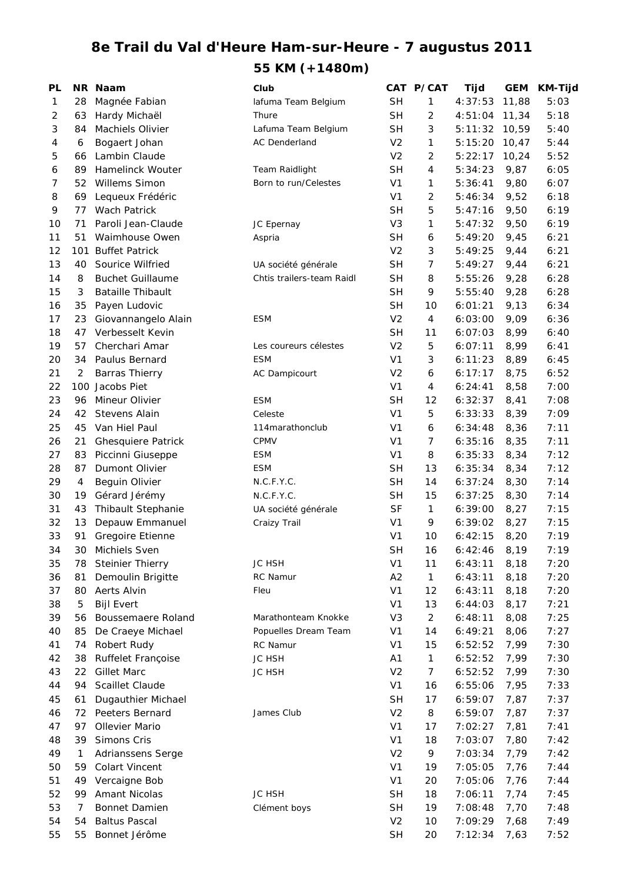# 8e Trail du Val d'Heure Ham-sur-Heure - 7 augustus 2011

## 55 KM (+1480m)

| PL | NR | Naam | Club | CAT | P/CAT | Tijd | GEM | KM-Tijd |
|---|---|---|---|---|---|---|---|---|
| 1 | 28 | Magnée Fabian | lafuma Team Belgium | SH | 1 | 4:37:53 | 11,88 | 5:03 |
| 2 | 63 | Hardy Michaël | Thure | SH | 2 | 4:51:04 | 11,34 | 5:18 |
| 3 | 84 | Machiels Olivier | Lafuma Team Belgium | SH | 3 | 5:11:32 | 10,59 | 5:40 |
| 4 | 6 | Bogaert Johan | AC Denderland | V2 | 1 | 5:15:20 | 10,47 | 5:44 |
| 5 | 66 | Lambin Claude | | V2 | 2 | 5:22:17 | 10,24 | 5:52 |
| 6 | 89 | Hamelinck Wouter | Team Raidlight | SH | 4 | 5:34:23 | 9,87 | 6:05 |
| 7 | 52 | Willems Simon | Born to run/Celestes | V1 | 1 | 5:36:41 | 9,80 | 6:07 |
| 8 | 69 | Lequeux Frédéric | | V1 | 2 | 5:46:34 | 9,52 | 6:18 |
| 9 | 77 | Wach Patrick | | SH | 5 | 5:47:16 | 9,50 | 6:19 |
| 10 | 71 | Paroli Jean-Claude | JC Epernay | V3 | 1 | 5:47:32 | 9,50 | 6:19 |
| 11 | 51 | Waimhouse Owen | Aspria | SH | 6 | 5:49:20 | 9,45 | 6:21 |
| 12 | 101 | Buffet Patrick | | V2 | 3 | 5:49:25 | 9,44 | 6:21 |
| 13 | 40 | Sourice Wilfried | UA société générale | SH | 7 | 5:49:27 | 9,44 | 6:21 |
| 14 | 8 | Buchet Guillaume | Chtis trailers-team Raidl | SH | 8 | 5:55:26 | 9,28 | 6:28 |
| 15 | 3 | Bataille Thibault | | SH | 9 | 5:55:40 | 9,28 | 6:28 |
| 16 | 35 | Payen Ludovic | | SH | 10 | 6:01:21 | 9,13 | 6:34 |
| 17 | 23 | Giovannangelo Alain | ESM | V2 | 4 | 6:03:00 | 9,09 | 6:36 |
| 18 | 47 | Verbesselt Kevin | | SH | 11 | 6:07:03 | 8,99 | 6:40 |
| 19 | 57 | Cherchari Amar | Les coureurs célestes | V2 | 5 | 6:07:11 | 8,99 | 6:41 |
| 20 | 34 | Paulus Bernard | ESM | V1 | 3 | 6:11:23 | 8,89 | 6:45 |
| 21 | 2 | Barras Thierry | AC Dampicourt | V2 | 6 | 6:17:17 | 8,75 | 6:52 |
| 22 | 100 | Jacobs Piet | | V1 | 4 | 6:24:41 | 8,58 | 7:00 |
| 23 | 96 | Mineur Olivier | ESM | SH | 12 | 6:32:37 | 8,41 | 7:08 |
| 24 | 42 | Stevens Alain | Celeste | V1 | 5 | 6:33:33 | 8,39 | 7:09 |
| 25 | 45 | Van Hiel Paul | 114marathonclub | V1 | 6 | 6:34:48 | 8,36 | 7:11 |
| 26 | 21 | Ghesquiere Patrick | CPMV | V1 | 7 | 6:35:16 | 8,35 | 7:11 |
| 27 | 83 | Piccinni Giuseppe | ESM | V1 | 8 | 6:35:33 | 8,34 | 7:12 |
| 28 | 87 | Dumont Olivier | ESM | SH | 13 | 6:35:34 | 8,34 | 7:12 |
| 29 | 4 | Beguin Olivier | N.C.F.Y.C. | SH | 14 | 6:37:24 | 8,30 | 7:14 |
| 30 | 19 | Gérard Jérémy | N.C.F.Y.C. | SH | 15 | 6:37:25 | 8,30 | 7:14 |
| 31 | 43 | Thibault Stephanie | UA société générale | SF | 1 | 6:39:00 | 8,27 | 7:15 |
| 32 | 13 | Depauw Emmanuel | Craizy Trail | V1 | 9 | 6:39:02 | 8,27 | 7:15 |
| 33 | 91 | Gregoire Etienne | | V1 | 10 | 6:42:15 | 8,20 | 7:19 |
| 34 | 30 | Michiels Sven | | SH | 16 | 6:42:46 | 8,19 | 7:19 |
| 35 | 78 | Steinier Thierry | JC HSH | V1 | 11 | 6:43:11 | 8,18 | 7:20 |
| 36 | 81 | Demoulin Brigitte | RC Namur | A2 | 1 | 6:43:11 | 8,18 | 7:20 |
| 37 | 80 | Aerts Alvin | Fleu | V1 | 12 | 6:43:11 | 8,18 | 7:20 |
| 38 | 5 | Bijl Evert | | V1 | 13 | 6:44:03 | 8,17 | 7:21 |
| 39 | 56 | Boussemaere Roland | Marathonteam Knokke | V3 | 2 | 6:48:11 | 8,08 | 7:25 |
| 40 | 85 | De Craeye Michael | Popuelles Dream Team | V1 | 14 | 6:49:21 | 8,06 | 7:27 |
| 41 | 74 | Robert Rudy | RC Namur | V1 | 15 | 6:52:52 | 7,99 | 7:30 |
| 42 | 38 | Ruffelet Françoise | JC HSH | A1 | 1 | 6:52:52 | 7,99 | 7:30 |
| 43 | 22 | Gillet Marc | JC HSH | V2 | 7 | 6:52:52 | 7,99 | 7:30 |
| 44 | 94 | Scaillet Claude | | V1 | 16 | 6:55:06 | 7,95 | 7:33 |
| 45 | 61 | Dugauthier Michael | | SH | 17 | 6:59:07 | 7,87 | 7:37 |
| 46 | 72 | Peeters Bernard | James Club | V2 | 8 | 6:59:07 | 7,87 | 7:37 |
| 47 | 97 | Ollevier Mario | | V1 | 17 | 7:02:27 | 7,81 | 7:41 |
| 48 | 39 | Simons Cris | | V1 | 18 | 7:03:07 | 7,80 | 7:42 |
| 49 | 1 | Adrianssens Serge | | V2 | 9 | 7:03:34 | 7,79 | 7:42 |
| 50 | 59 | Colart Vincent | | V1 | 19 | 7:05:05 | 7,76 | 7:44 |
| 51 | 49 | Vercaigne Bob | | V1 | 20 | 7:05:06 | 7,76 | 7:44 |
| 52 | 99 | Amant Nicolas | JC HSH | SH | 18 | 7:06:11 | 7,74 | 7:45 |
| 53 | 7 | Bonnet Damien | Clément boys | SH | 19 | 7:08:48 | 7,70 | 7:48 |
| 54 | 54 | Baltus Pascal | | V2 | 10 | 7:09:29 | 7,68 | 7:49 |
| 55 | 55 | Bonnet Jérôme | | SH | 20 | 7:12:34 | 7,63 | 7:52 |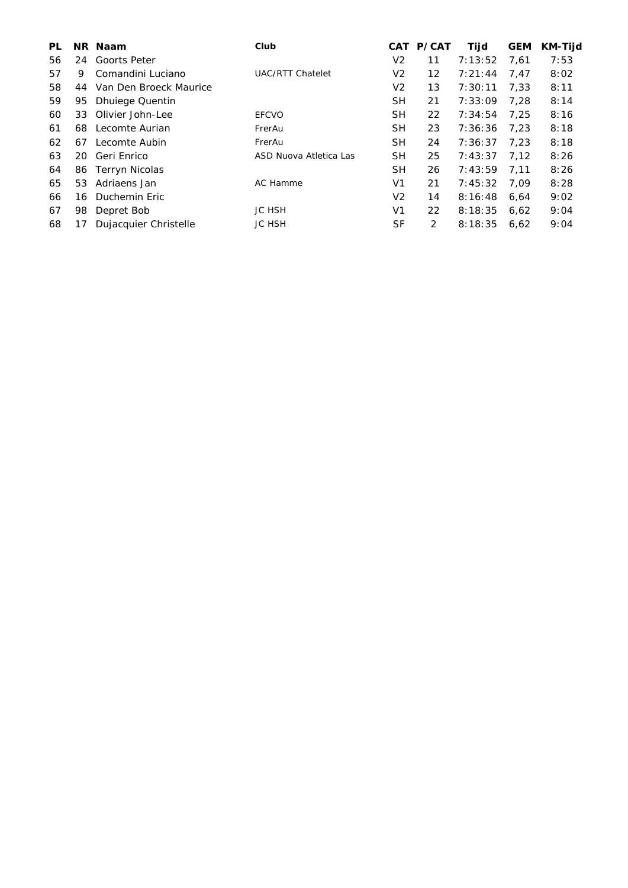| PL | NR | Naam | Club | CAT | P/CAT | Tijd | GEM | KM-Tijd |
|---|---|---|---|---|---|---|---|---|
| 56 | 24 | Goorts Peter | | V2 | 11 | 7:13:52 | 7,61 | 7:53 |
| 57 | 9 | Comandini Luciano | UAC/RTT Chatelet | V2 | 12 | 7:21:44 | 7,47 | 8:02 |
| 58 | 44 | Van Den Broeck Maurice | | V2 | 13 | 7:30:11 | 7,33 | 8:11 |
| 59 | 95 | Dhuiege Quentin | | SH | 21 | 7:33:09 | 7,28 | 8:14 |
| 60 | 33 | Olivier John-Lee | EFCVO | SH | 22 | 7:34:54 | 7,25 | 8:16 |
| 61 | 68 | Lecomte Aurian | FrerAu | SH | 23 | 7:36:36 | 7,23 | 8:18 |
| 62 | 67 | Lecomte Aubin | FrerAu | SH | 24 | 7:36:37 | 7,23 | 8:18 |
| 63 | 20 | Geri Enrico | ASD Nuova Atletica Las | SH | 25 | 7:43:37 | 7,12 | 8:26 |
| 64 | 86 | Terryn Nicolas | | SH | 26 | 7:43:59 | 7,11 | 8:26 |
| 65 | 53 | Adriaens Jan | AC Hamme | V1 | 21 | 7:45:32 | 7,09 | 8:28 |
| 66 | 16 | Duchemin Eric | | V2 | 14 | 8:16:48 | 6,64 | 9:02 |
| 67 | 98 | Depret Bob | JC HSH | V1 | 22 | 8:18:35 | 6,62 | 9:04 |
| 68 | 17 | Dujacquier Christelle | JC HSH | SF | 2 | 8:18:35 | 6,62 | 9:04 |